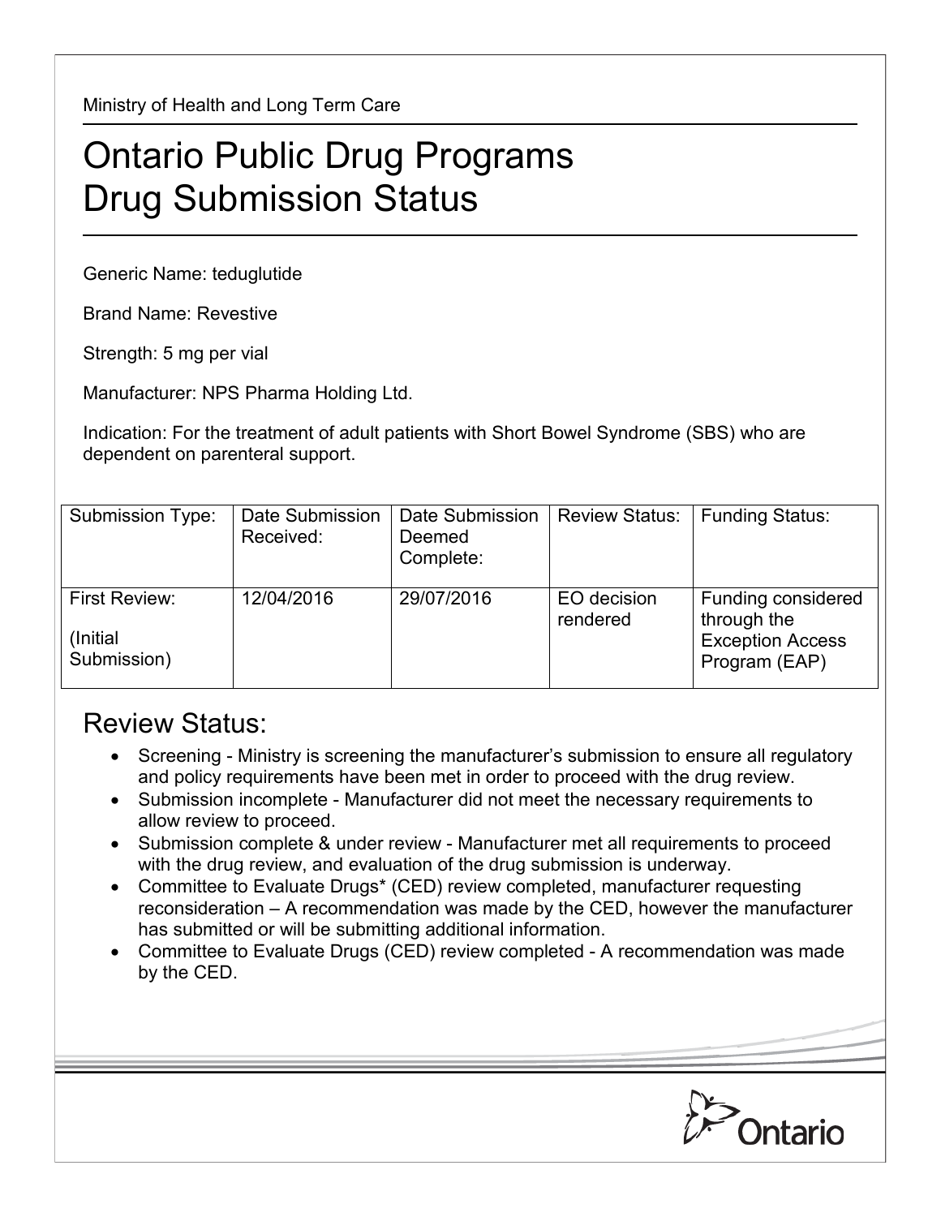Ministry of Health and Long Term Care

# Ontario Public Drug Programs
# Drug Submission Status

Generic Name: teduglutide

Brand Name: Revestive

Strength: 5 mg per vial

Manufacturer: NPS Pharma Holding Ltd.

Indication: For the treatment of adult patients with Short Bowel Syndrome (SBS) who are dependent on parenteral support.

| Submission Type: | Date Submission Received: | Date Submission Deemed Complete: | Review Status: | Funding Status: |
|---|---|---|---|---|
| First Review: (Initial Submission) | 12/04/2016 | 29/07/2016 | EO decision rendered | Funding considered through the Exception Access Program (EAP) |

## Review Status:

- Screening - Ministry is screening the manufacturer's submission to ensure all regulatory and policy requirements have been met in order to proceed with the drug review.
- Submission incomplete - Manufacturer did not meet the necessary requirements to allow review to proceed.
- Submission complete & under review - Manufacturer met all requirements to proceed with the drug review, and evaluation of the drug submission is underway.
- Committee to Evaluate Drugs* (CED) review completed, manufacturer requesting reconsideration – A recommendation was made by the CED, however the manufacturer has submitted or will be submitting additional information.
- Committee to Evaluate Drugs (CED) review completed - A recommendation was made by the CED.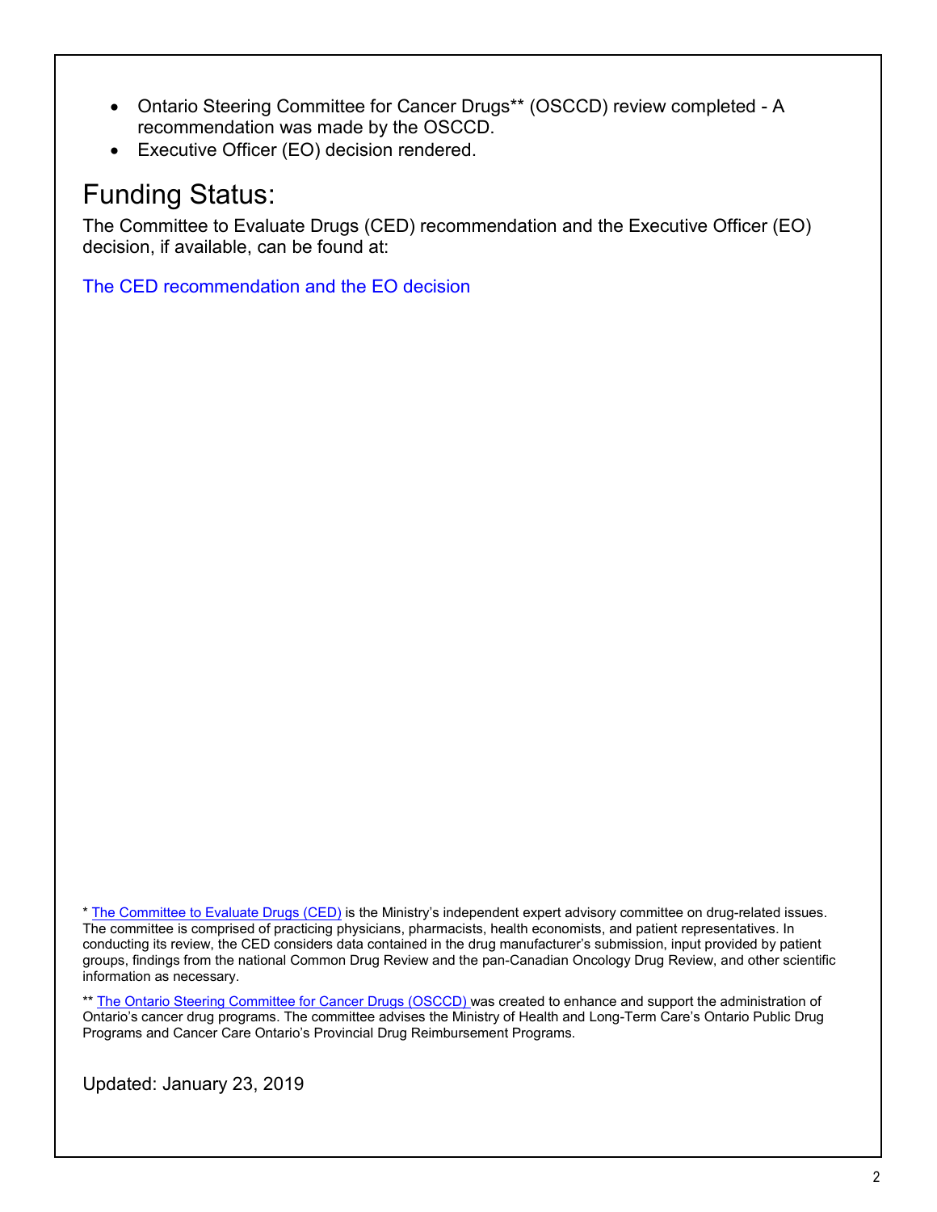- Ontario Steering Committee for Cancer Drugs** (OSCCD) review completed - A recommendation was made by the OSCCD.
- Executive Officer (EO) decision rendered.

# Funding Status:

The Committee to Evaluate Drugs (CED) recommendation and the Executive Officer (EO) decision, if available, can be found at:

The CED recommendation and the EO decision

* The Committee to Evaluate Drugs (CED) is the Ministry's independent expert advisory committee on drug-related issues. The committee is comprised of practicing physicians, pharmacists, health economists, and patient representatives. In conducting its review, the CED considers data contained in the drug manufacturer's submission, input provided by patient groups, findings from the national Common Drug Review and the pan-Canadian Oncology Drug Review, and other scientific information as necessary.

** The Ontario Steering Committee for Cancer Drugs (OSCCD) was created to enhance and support the administration of Ontario's cancer drug programs. The committee advises the Ministry of Health and Long-Term Care's Ontario Public Drug Programs and Cancer Care Ontario's Provincial Drug Reimbursement Programs.

Updated: January 23, 2019